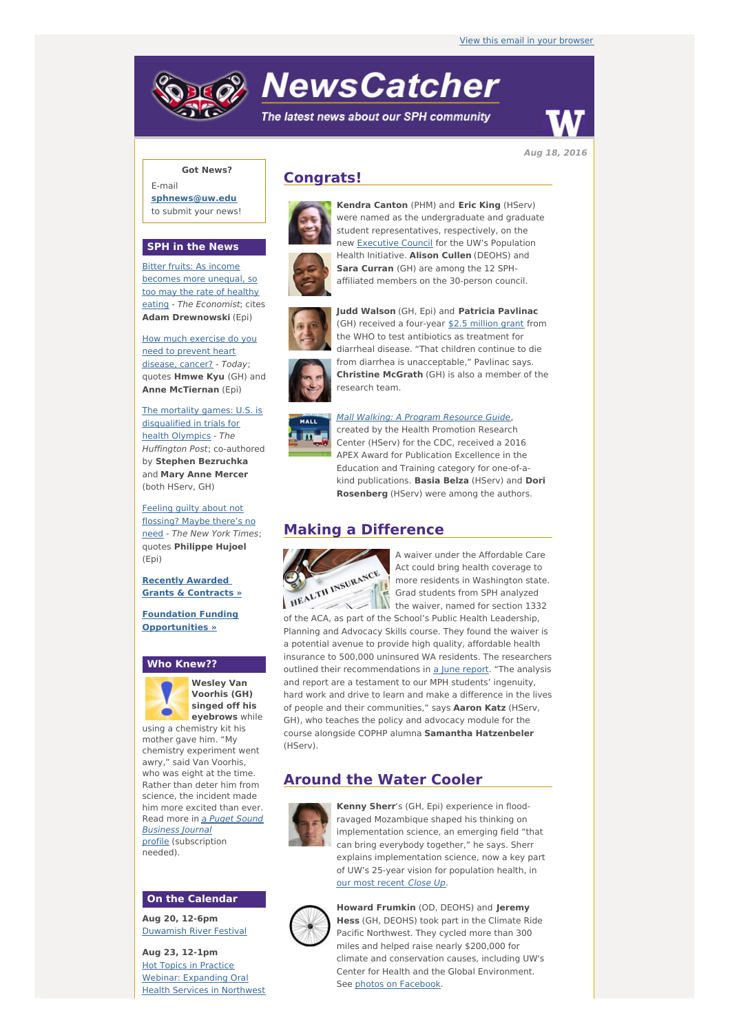View this email in your browser

# NewsCatcher

*The latest news about our SPH community*

**Aug 18, 2016**

**Got News?**

E-mail **sphnews@uw.edu** to submit your news!

## SPH in the News

Bitter fruits: As income becomes more unequal, so too may the rate of healthy eating - *The Economist*; cites **Adam Drewnowski** (Epi)

How much exercise do you need to prevent heart disease, cancer? - *Today*; quotes **Hmwe Kyu** (GH) and **Anne McTiernan** (Epi)

The mortality games: U.S. is disqualified in trials for health Olympics - *The Huffington Post*; co-authored by **Stephen Bezruchka** and **Mary Anne Mercer** (both HServ, GH)

Feeling guilty about not flossing? Maybe there's no need - *The New York Times*; quotes **Philippe Hujoel** (Epi)

**Recently Awarded Grants & Contracts »**

**Foundation Funding Opportunities »**

## Who Knew??

**Wesley Van Voorhis (GH) singed off his eyebrows** while using a chemistry kit his mother gave him. "My chemistry experiment went awry," said Van Voorhis, who was eight at the time. Rather than deter him from science, the incident made him more excited than ever. Read more in a *Puget Sound Business Journal* profile (subscription needed).

## On the Calendar

**Aug 20, 12-6pm**
Duwamish River Festival

**Aug 23, 12-1pm**
Hot Topics in Practice Webinar: Expanding Oral Health Services in Northwest

## Congrats!

**Kendra Canton** (PHM) and **Eric King** (HServ) were named as the undergraduate and graduate student representatives, respectively, on the new Executive Council for the UW's Population Health Initiative. **Alison Cullen** (DEOHS) and **Sara Curran** (GH) are among the 12 SPH-affiliated members on the 30-person council.

**Judd Walson** (GH, Epi) and **Patricia Pavlinac** (GH) received a four-year $2.5 million grant from the WHO to test antibiotics as treatment for diarrheal disease. "That children continue to die from diarrhea is unacceptable," Pavlinac says. **Christine McGrath** (GH) is also a member of the research team.

*Mall Walking: A Program Resource Guide*, created by the Health Promotion Research Center (HServ) for the CDC, received a 2016 APEX Award for Publication Excellence in the Education and Training category for one-of-a-kind publications. **Basia Belza** (HServ) and **Dori Rosenberg** (HServ) were among the authors.

## Making a Difference

A waiver under the Affordable Care Act could bring health coverage to more residents in Washington state. Grad students from SPH analyzed the waiver, named for section 1332 of the ACA, as part of the School's Public Health Leadership, Planning and Advocacy Skills course. They found the waiver is a potential avenue to provide high quality, affordable health insurance to 500,000 uninsured WA residents. The researchers outlined their recommendations in a June report. "The analysis and report are a testament to our MPH students' ingenuity, hard work and drive to learn and make a difference in the lives of people and their communities," says **Aaron Katz** (HServ, GH), who teaches the policy and advocacy module for the course alongside COPHP alumna **Samantha Hatzenbeler** (HServ).

## Around the Water Cooler

**Kenny Sherr**'s (GH, Epi) experience in flood-ravaged Mozambique shaped his thinking on implementation science, an emerging field "that can bring everybody together," he says. Sherr explains implementation science, now a key part of UW's 25-year vision for population health, in our most recent *Close Up*.

**Howard Frumkin** (OD, DEOHS) and **Jeremy Hess** (GH, DEOHS) took part in the Climate Ride Pacific Northwest. They cycled more than 300 miles and helped raise nearly $200,000 for climate and conservation causes, including UW's Center for Health and the Global Environment. See photos on Facebook.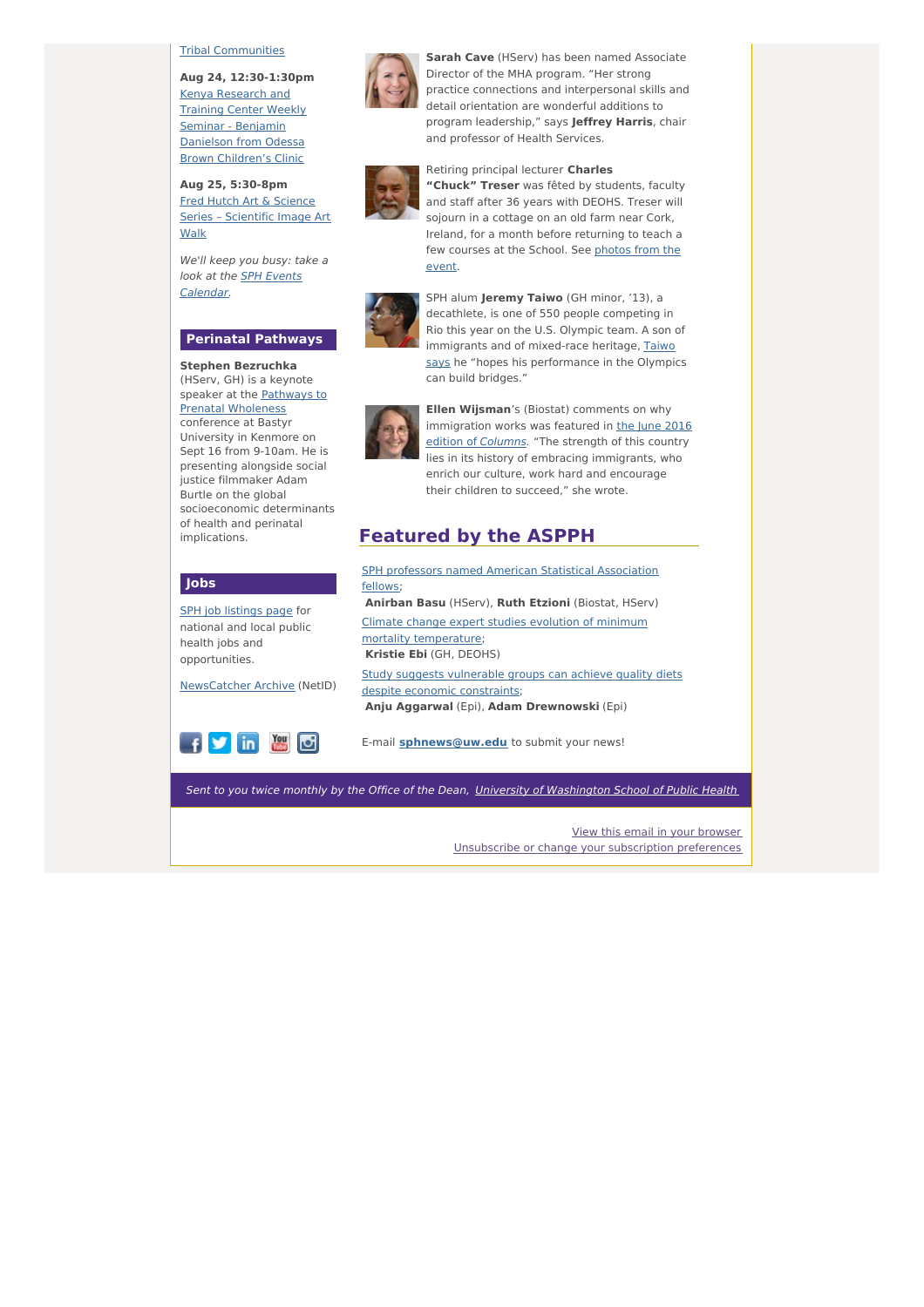Tribal Communities

**Aug 24, 12:30-1:30pm**
Kenya Research and Training Center Weekly Seminar - Benjamin Danielson from Odessa Brown Children's Clinic

**Aug 25, 5:30-8pm**
Fred Hutch Art & Science Series – Scientific Image Art Walk

*We'll keep you busy: take a look at the SPH Events Calendar.*

## Perinatal Pathways

**Stephen Bezruchka** (HServ, GH) is a keynote speaker at the Pathways to Prenatal Wholeness conference at Bastyr University in Kenmore on Sept 16 from 9-10am. He is presenting alongside social justice filmmaker Adam Burtle on the global socioeconomic determinants of health and perinatal implications.

## Jobs

SPH job listings page for national and local public health jobs and opportunities.

NewsCatcher Archive (NetID)

**Sarah Cave** (HServ) has been named Associate Director of the MHA program. "Her strong practice connections and interpersonal skills and detail orientation are wonderful additions to program leadership," says **Jeffrey Harris**, chair and professor of Health Services.

Retiring principal lecturer **Charles "Chuck" Treser** was fêted by students, faculty and staff after 36 years with DEOHS. Treser will sojourn in a cottage on an old farm near Cork, Ireland, for a month before returning to teach a few courses at the School. See photos from the event.

SPH alum **Jeremy Taiwo** (GH minor, '13), a decathlete, is one of 550 people competing in Rio this year on the U.S. Olympic team. A son of immigrants and of mixed-race heritage, Taiwo says he "hopes his performance in the Olympics can build bridges."

**Ellen Wijsman**'s (Biostat) comments on why immigration works was featured in the June 2016 edition of *Columns*. "The strength of this country lies in its history of embracing immigrants, who enrich our culture, work hard and encourage their children to succeed," she wrote.

## Featured by the ASPPH

SPH professors named American Statistical Association fellows;
**Anirban Basu** (HServ), **Ruth Etzioni** (Biostat, HServ)

Climate change expert studies evolution of minimum mortality temperature;
**Kristie Ebi** (GH, DEOHS)

Study suggests vulnerable groups can achieve quality diets despite economic constraints;
**Anju Aggarwal** (Epi), **Adam Drewnowski** (Epi)

E-mail **sphnews@uw.edu** to submit your news!

*Sent to you twice monthly by the Office of the Dean, University of Washington School of Public Health*

View this email in your browser
Unsubscribe or change your subscription preferences